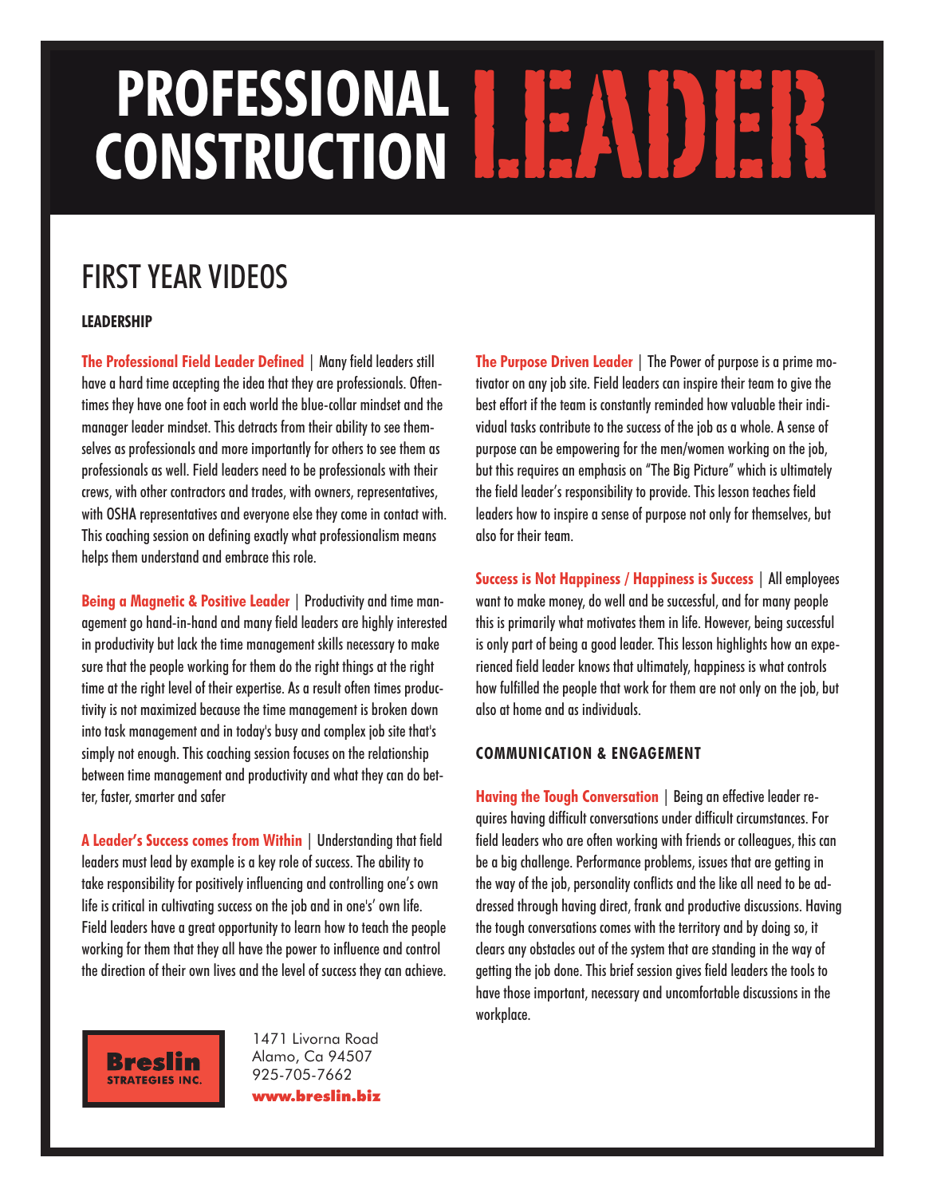# PROFESSIONAL CONSTRUCTION LEADER

## FIRST YEAR VIDEOS

### LEADERSHIP

**The Professional Field Leader Defined** | Many field leaders still have a hard time accepting the idea that they are professionals. Oftentimes they have one foot in each world the blue-collar mindset and the manager leader mindset. This detracts from their ability to see themselves as professionals and more importantly for others to see them as professionals as well. Field leaders need to be professionals with their crews, with other contractors and trades, with owners, representatives, with OSHA representatives and everyone else they come in contact with. This coaching session on defining exactly what professionalism means helps them understand and embrace this role.

**Being a Magnetic & Positive Leader** | Productivity and time management go hand-in-hand and many field leaders are highly interested in productivity but lack the time management skills necessary to make sure that the people working for them do the right things at the right time at the right level of their expertise. As a result often times productivity is not maximized because the time management is broken down into task management and in today's busy and complex job site that's simply not enough. This coaching session focuses on the relationship between time management and productivity and what they can do better, faster, smarter and safer

**A Leader's Success comes from Within** | Understanding that field leaders must lead by example is a key role of success. The ability to take responsibility for positively influencing and controlling one's own life is critical in cultivating success on the job and in one's' own life. Field leaders have a great opportunity to learn how to teach the people working for them that they all have the power to influence and control the direction of their own lives and the level of success they can achieve.

**The Purpose Driven Leader** | The Power of purpose is a prime motivator on any job site. Field leaders can inspire their team to give the best effort if the team is constantly reminded how valuable their individual tasks contribute to the success of the job as a whole. A sense of purpose can be empowering for the men/women working on the job, but this requires an emphasis on "The Big Picture" which is ultimately the field leader's responsibility to provide. This lesson teaches field leaders how to inspire a sense of purpose not only for themselves, but also for their team.

**Success is Not Happiness / Happiness is Success** | All employees want to make money, do well and be successful, and for many people this is primarily what motivates them in life. However, being successful is only part of being a good leader. This lesson highlights how an experienced field leader knows that ultimately, happiness is what controls how fulfilled the people that work for them are not only on the job, but also at home and as individuals.

### COMMUNICATION & ENGAGEMENT

**Having the Tough Conversation** | Being an effective leader requires having difficult conversations under difficult circumstances. For field leaders who are often working with friends or colleagues, this can be a big challenge. Performance problems, issues that are getting in the way of the job, personality conflicts and the like all need to be addressed through having direct, frank and productive discussions. Having the tough conversations comes with the territory and by doing so, it clears any obstacles out of the system that are standing in the way of getting the job done. This brief session gives field leaders the tools to have those important, necessary and uncomfortable discussions in the workplace.

**Breslin STRATEGIES INC.**

1471 Livorna Road
Alamo, Ca 94507
925-705-7662
**www.breslin.biz**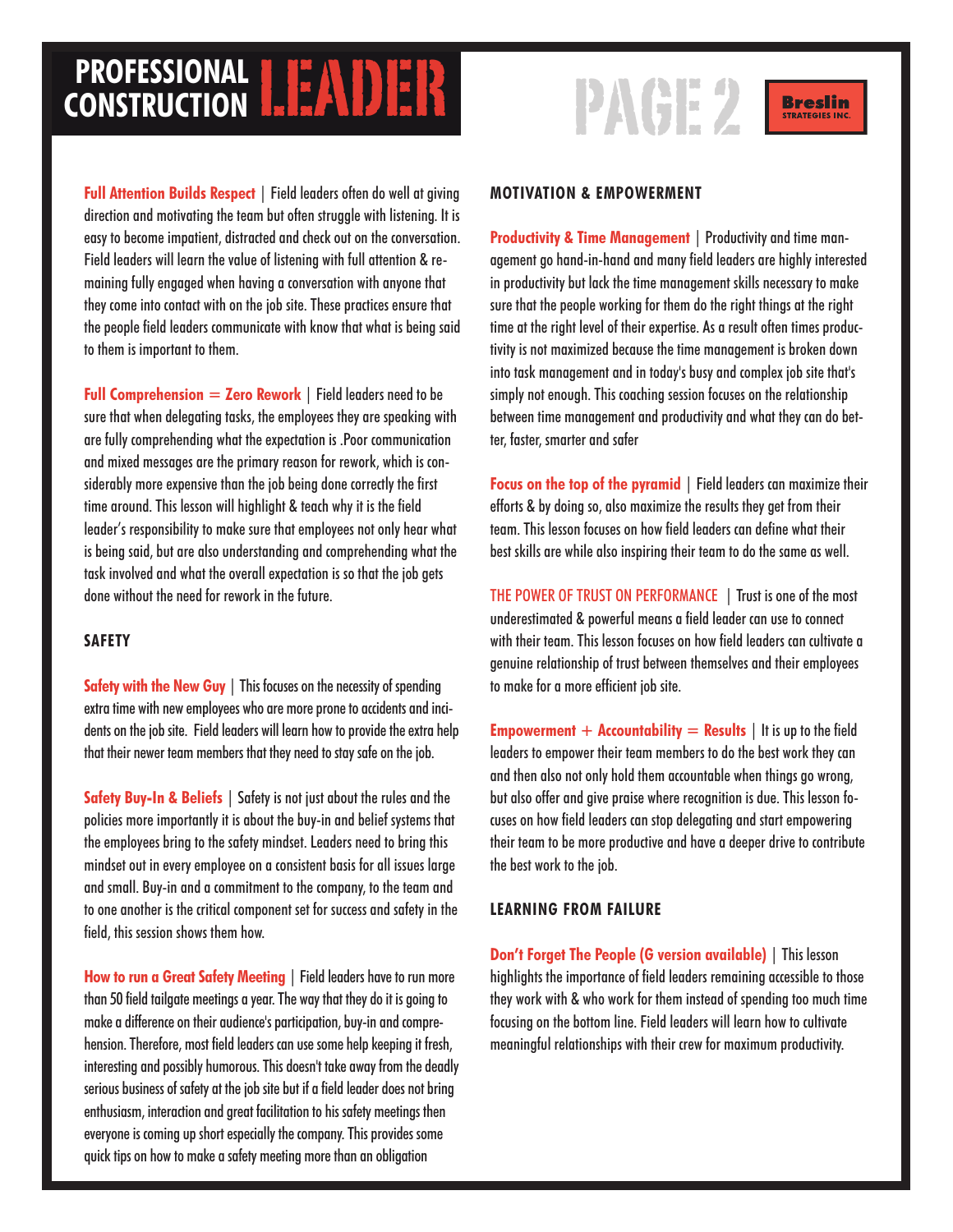**Full Attention Builds Respect** | Field leaders often do well at giving direction and motivating the team but often struggle with listening. It is easy to become impatient, distracted and check out on the conversation. Field leaders will learn the value of listening with full attention & remaining fully engaged when having a conversation with anyone that they come into contact with on the job site. These practices ensure that the people field leaders communicate with know that what is being said to them is important to them.

**Full Comprehension = Zero Rework** | Field leaders need to be sure that when delegating tasks, the employees they are speaking with are fully comprehending what the expectation is .Poor communication and mixed messages are the primary reason for rework, which is considerably more expensive than the job being done correctly the first time around. This lesson will highlight & teach why it is the field leader's responsibility to make sure that employees not only hear what is being said, but are also understanding and comprehending what the task involved and what the overall expectation is so that the job gets done without the need for rework in the future.

## SAFETY

**Safety with the New Guy** | This focuses on the necessity of spending extra time with new employees who are more prone to accidents and incidents on the job site. Field leaders will learn how to provide the extra help that their newer team members that they need to stay safe on the job.

**Safety Buy-In & Beliefs** | Safety is not just about the rules and the policies more importantly it is about the buy-in and belief systems that the employees bring to the safety mindset. Leaders need to bring this mindset out in every employee on a consistent basis for all issues large and small. Buy-in and a commitment to the company, to the team and to one another is the critical component set for success and safety in the field, this session shows them how.

**How to run a Great Safety Meeting** | Field leaders have to run more than 50 field tailgate meetings a year. The way that they do it is going to make a difference on their audience's participation, buy-in and comprehension. Therefore, most field leaders can use some help keeping it fresh, interesting and possibly humorous. This doesn't take away from the deadly serious business of safety at the job site but if a field leader does not bring enthusiasm, interaction and great facilitation to his safety meetings then everyone is coming up short especially the company. This provides some quick tips on how to make a safety meeting more than an obligation

## MOTIVATION & EMPOWERMENT

**Productivity & Time Management** | Productivity and time management go hand-in-hand and many field leaders are highly interested in productivity but lack the time management skills necessary to make sure that the people working for them do the right things at the right time at the right level of their expertise. As a result often times productivity is not maximized because the time management is broken down into task management and in today's busy and complex job site that's simply not enough. This coaching session focuses on the relationship between time management and productivity and what they can do better, faster, smarter and safer

**Focus on the top of the pyramid** | Field leaders can maximize their efforts & by doing so, also maximize the results they get from their team. This lesson focuses on how field leaders can define what their best skills are while also inspiring their team to do the same as well.

THE POWER OF TRUST ON PERFORMANCE | Trust is one of the most underestimated & powerful means a field leader can use to connect with their team. This lesson focuses on how field leaders can cultivate a genuine relationship of trust between themselves and their employees to make for a more efficient job site.

**Empowerment + Accountability = Results** | It is up to the field leaders to empower their team members to do the best work they can and then also not only hold them accountable when things go wrong, but also offer and give praise where recognition is due. This lesson focuses on how field leaders can stop delegating and start empowering their team to be more productive and have a deeper drive to contribute the best work to the job.

## LEARNING FROM FAILURE

**Don't Forget The People (G version available)** | This lesson highlights the importance of field leaders remaining accessible to those they work with & who work for them instead of spending too much time focusing on the bottom line. Field leaders will learn how to cultivate meaningful relationships with their crew for maximum productivity.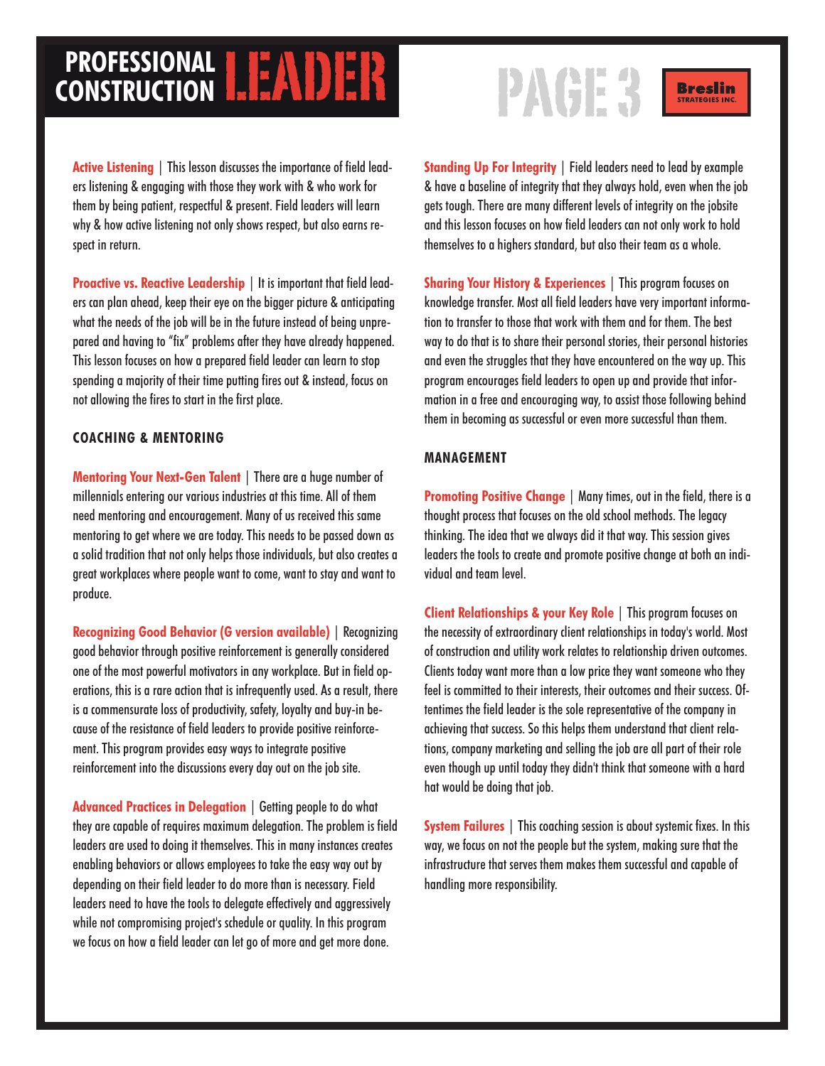**Active Listening** | This lesson discusses the importance of field leaders listening & engaging with those they work with & who work for them by being patient, respectful & present. Field leaders will learn why & how active listening not only shows respect, but also earns respect in return.

**Proactive vs. Reactive Leadership** | It is important that field leaders can plan ahead, keep their eye on the bigger picture & anticipating what the needs of the job will be in the future instead of being unprepared and having to "fix" problems after they have already happened. This lesson focuses on how a prepared field leader can learn to stop spending a majority of their time putting fires out & instead, focus on not allowing the fires to start in the first place.

## COACHING & MENTORING

**Mentoring Your Next-Gen Talent** | There are a huge number of millennials entering our various industries at this time. All of them need mentoring and encouragement. Many of us received this same mentoring to get where we are today. This needs to be passed down as a solid tradition that not only helps those individuals, but also creates a great workplaces where people want to come, want to stay and want to produce.

**Recognizing Good Behavior (G version available)** | Recognizing good behavior through positive reinforcement is generally considered one of the most powerful motivators in any workplace. But in field operations, this is a rare action that is infrequently used. As a result, there is a commensurate loss of productivity, safety, loyalty and buy-in because of the resistance of field leaders to provide positive reinforcement. This program provides easy ways to integrate positive reinforcement into the discussions every day out on the job site.

**Advanced Practices in Delegation** | Getting people to do what they are capable of requires maximum delegation. The problem is field leaders are used to doing it themselves. This in many instances creates enabling behaviors or allows employees to take the easy way out by depending on their field leader to do more than is necessary. Field leaders need to have the tools to delegate effectively and aggressively while not compromising project's schedule or quality. In this program we focus on how a field leader can let go of more and get more done.

**Standing Up For Integrity** | Field leaders need to lead by example & have a baseline of integrity that they always hold, even when the job gets tough. There are many different levels of integrity on the jobsite and this lesson focuses on how field leaders can not only work to hold themselves to a highers standard, but also their team as a whole.

**Sharing Your History & Experiences** | This program focuses on knowledge transfer. Most all field leaders have very important information to transfer to those that work with them and for them. The best way to do that is to share their personal stories, their personal histories and even the struggles that they have encountered on the way up. This program encourages field leaders to open up and provide that information in a free and encouraging way, to assist those following behind them in becoming as successful or even more successful than them.

## MANAGEMENT

**Promoting Positive Change** | Many times, out in the field, there is a thought process that focuses on the old school methods. The legacy thinking. The idea that we always did it that way. This session gives leaders the tools to create and promote positive change at both an individual and team level.

**Client Relationships & your Key Role** | This program focuses on the necessity of extraordinary client relationships in today's world. Most of construction and utility work relates to relationship driven outcomes. Clients today want more than a low price they want someone who they feel is committed to their interests, their outcomes and their success. Oftentimes the field leader is the sole representative of the company in achieving that success. So this helps them understand that client relations, company marketing and selling the job are all part of their role even though up until today they didn't think that someone with a hard hat would be doing that job.

**System Failures** | This coaching session is about systemic fixes. In this way, we focus on not the people but the system, making sure that the infrastructure that serves them makes them successful and capable of handling more responsibility.